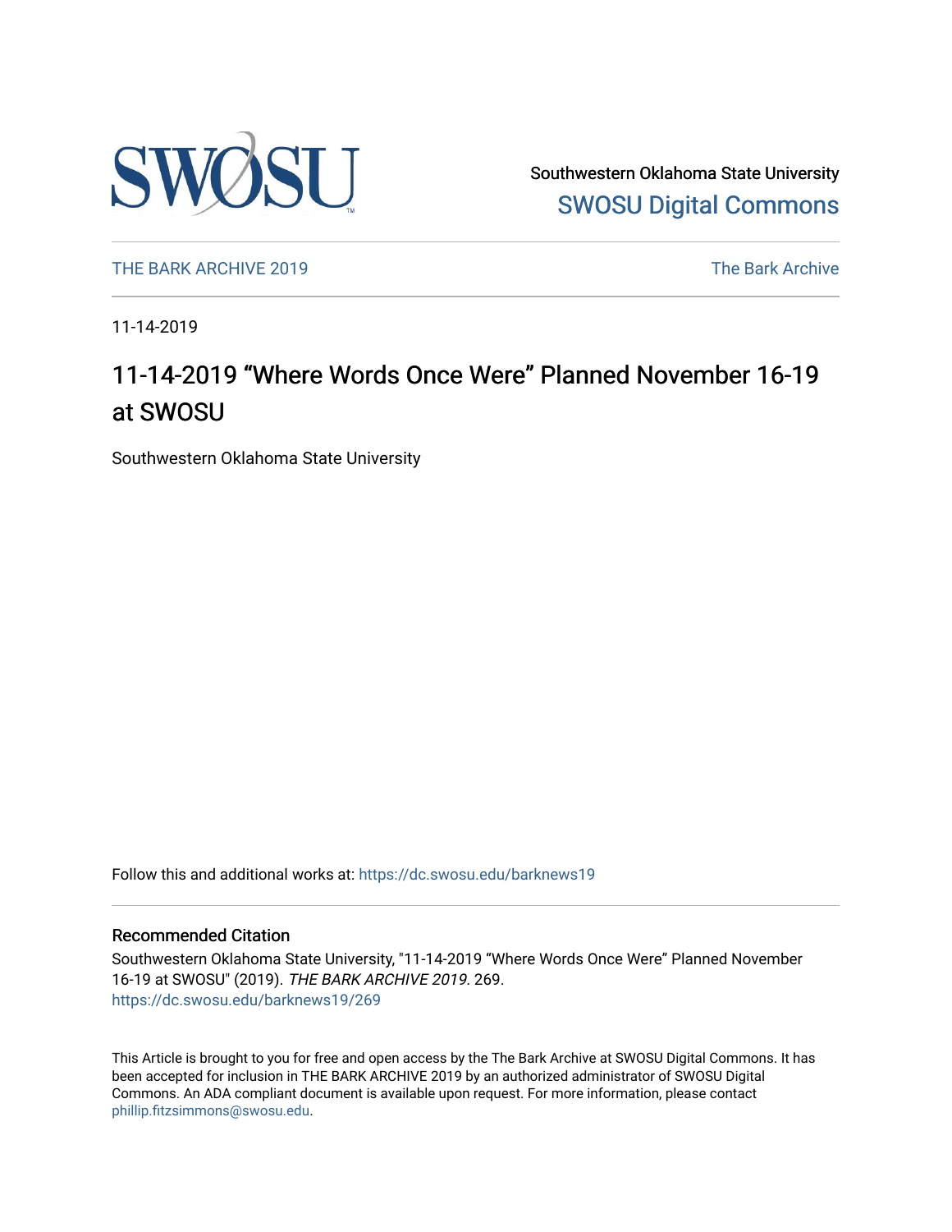Southwestern Oklahoma State University

SWOSU Digital Commons

THE BARK ARCHIVE 2019

The Bark Archive

11-14-2019

# 11-14-2019 “Where Words Once Were” Planned November 16-19 at SWOSU

Southwestern Oklahoma State University

Follow this and additional works at: https://dc.swosu.edu/barknews19

## Recommended Citation

Southwestern Oklahoma State University, "11-14-2019 “Where Words Once Were” Planned November 16-19 at SWOSU" (2019). *THE BARK ARCHIVE 2019*. 269.
https://dc.swosu.edu/barknews19/269

This Article is brought to you for free and open access by the The Bark Archive at SWOSU Digital Commons. It has been accepted for inclusion in THE BARK ARCHIVE 2019 by an authorized administrator of SWOSU Digital Commons. An ADA compliant document is available upon request. For more information, please contact phillip.fitzsimmons@swosu.edu.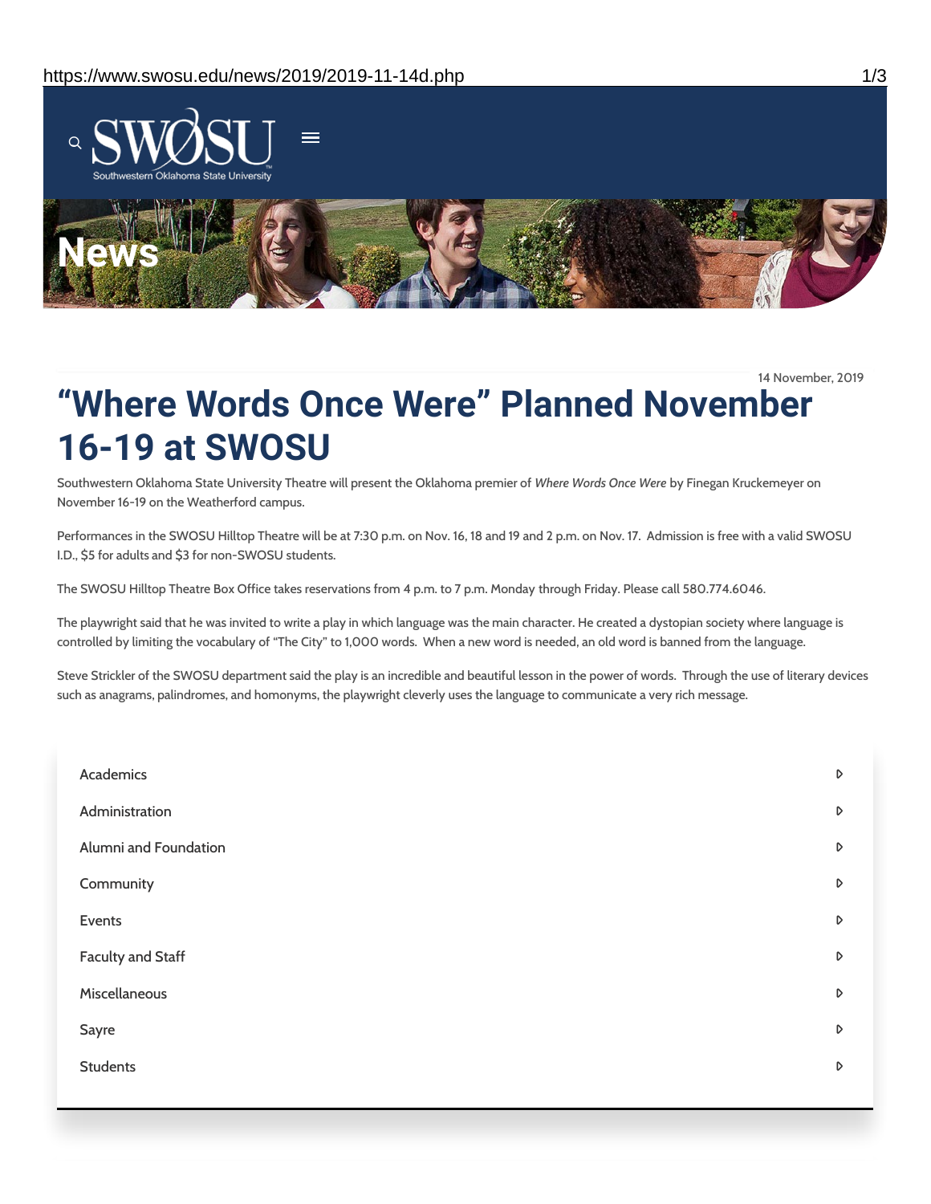14 November, 2019

# "Where Words Once Were" Planned November 16-19 at SWOSU

Southwestern Oklahoma State University Theatre will present the Oklahoma premier of *Where Words Once Were* by Finegan Kruckemeyer on November 16-19 on the Weatherford campus.

Performances in the SWOSU Hilltop Theatre will be at 7:30 p.m. on Nov. 16, 18 and 19 and 2 p.m. on Nov. 17. Admission is free with a valid SWOSU I.D., $5 for adults and $3 for non-SWOSU students.

The SWOSU Hilltop Theatre Box Office takes reservations from 4 p.m. to 7 p.m. Monday through Friday. Please call 580.774.6046.

The playwright said that he was invited to write a play in which language was the main character. He created a dystopian society where language is controlled by limiting the vocabulary of "The City" to 1,000 words. When a new word is needed, an old word is banned from the language.

Steve Strickler of the SWOSU department said the play is an incredible and beautiful lesson in the power of words. Through the use of literary devices such as anagrams, palindromes, and homonyms, the playwright cleverly uses the language to communicate a very rich message.

- Academics
- Administration
- Alumni and Foundation
- Community
- Events
- Faculty and Staff
- Miscellaneous
- Sayre
- Students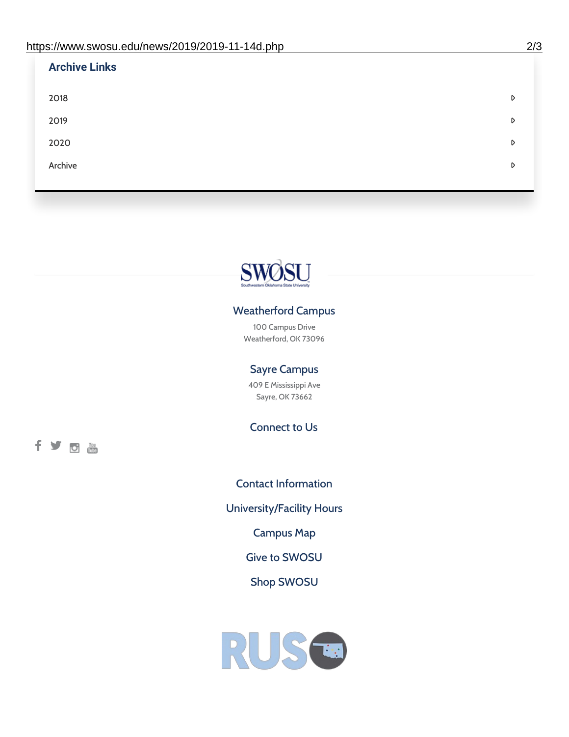## Archive Links

- 2018
- 2019
- 2020
- Archive

SWOSU
Southwestern Oklahoma State University

### Weatherford Campus

100 Campus Drive
Weatherford, OK 73096

### Sayre Campus

409 E Mississippi Ave
Sayre, OK 73662

### Connect to Us

Contact Information

University/Facility Hours

Campus Map

Give to SWOSU

Shop SWOSU

RUSO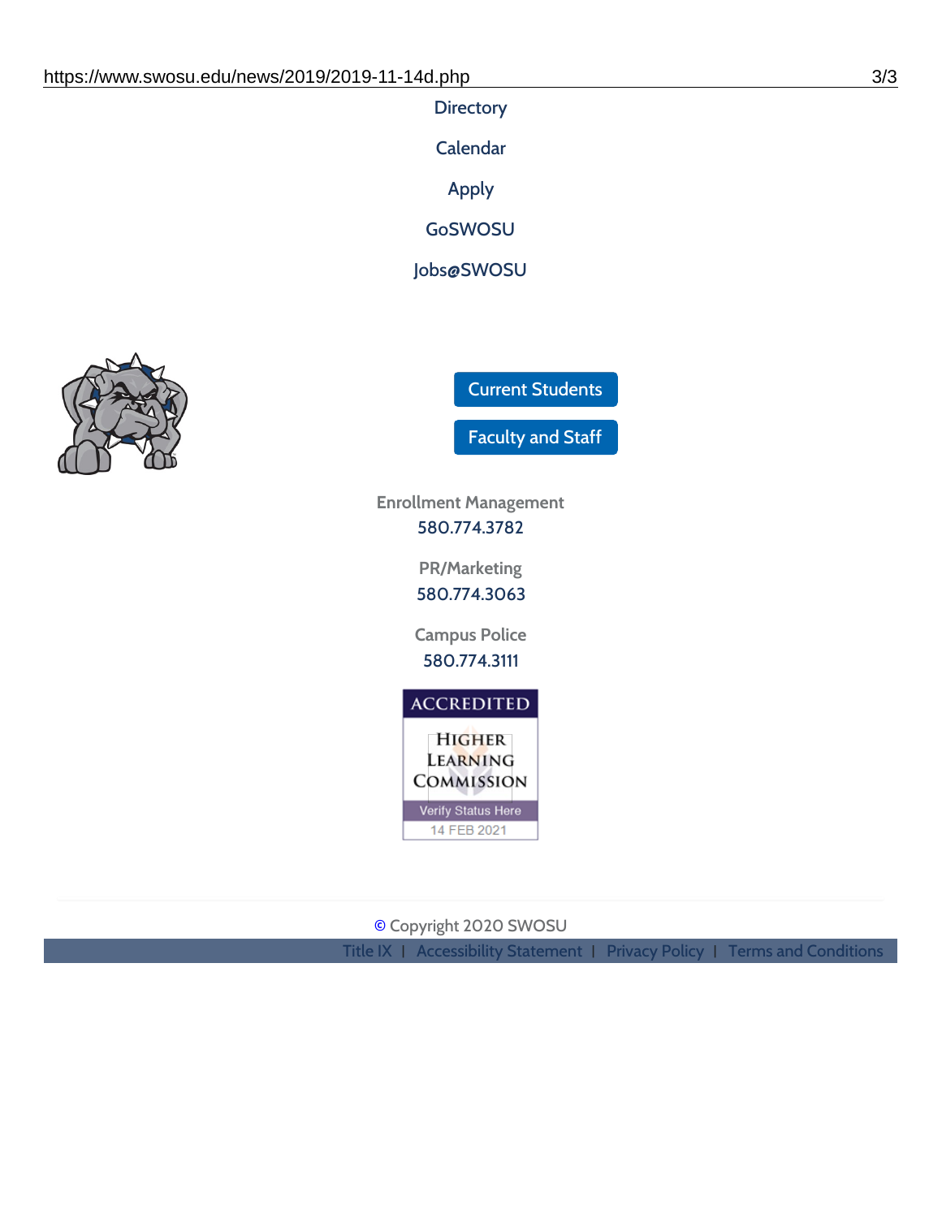Directory

Calendar

Apply

GoSWOSU

Jobs@SWOSU

Current Students

Faculty and Staff

Enrollment Management
580.774.3782

PR/Marketing
580.774.3063

Campus Police
580.774.3111

ACCREDITED
HIGHER LEARNING COMMISSION
Verify Status Here
14 FEB 2021

© Copyright 2020 SWOSU

Title IX | Accessibility Statement | Privacy Policy | Terms and Conditions